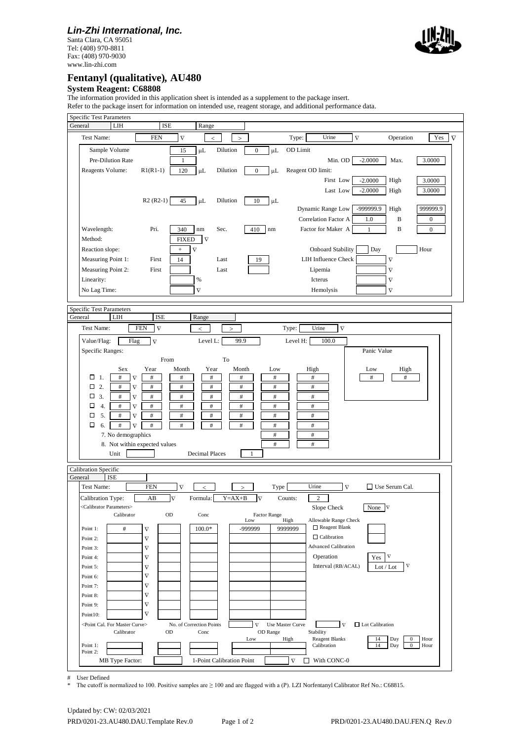**Lin-Zhi International, Inc.**
Santa Clara, CA 95051
Tel: (408) 970-8811
Fax: (408) 970-9030
www.lin-zhi.com

# Fentanyl (qualitative), AU480

## System Reagent: C68808

The information provided in this application sheet is intended as a supplement to the package insert.
Refer to the package insert for information on intended use, reagent storage, and additional performance data.

### Specific Test Parameters

General | LIH | ISE | Range

| | | | | | | | |
|---|---|---|---|---|---|---|---|
| Test Name: | FEN ∇ | < | > | Type: | Urine ∇ | Operation | Yes ∇ |
| Sample Volume | 15 μL | Dilution | 0 μL | OD Limit | | | |
| Pre-Dilution Rate | 1 | | | Min. OD | -2.0000 | Max. | 3.0000 |
| Reagents Volume: R1(R1-1) | 120 μL | Dilution | 0 μL | Reagent OD limit: | | | |
| | | | | First Low | -2.0000 | High | 3.0000 |
| | | | | Last Low | -2.0000 | High | 3.0000 |
| R2 (R2-1) | 45 μL | Dilution | 10 μL | | | | |
| | | | | Dynamic Range Low | -999999.9 | High | 999999.9 |
| | | | | Correlation Factor A | 1.0 | B | 0 |
| Wavelength: Pri. | 340 nm | Sec. | 410 nm | Factor for Maker A | 1 | B | 0 |
| Method: | FIXED ∇ | | | | | | |
| Reaction slope: | + ∇ | | | Onboard Stability | Day | | Hour |
| Measuring Point 1: First | 14 | Last | 19 | LIH Influence Check | ∇ | | |
| Measuring Point 2: First | | Last | | Lipemia | ∇ | | |
| Linearity: | % | | | Icterus | ∇ | | |
| No Lag Time: | ∇ | | | Hemolysis | ∇ | | |

### Specific Test Parameters

General | LIH | ISE | Range

Test Name: FEN ∇ | < | > | Type: Urine ∇

Value/Flag: Flag ∇ | Level L: 99.9 | Level H: 100.0

Specific Ranges:

| | Sex | From Year | From Month | To Year | To Month | Low | High |
|---|---|---|---|---|---|---|---|
| ☐ 1. | # ∇ | # | # | # | # | # | # |
| ☐ 2. | # ∇ | # | # | # | # | # | # |
| ☐ 3. | # ∇ | # | # | # | # | # | # |
| ☐ 4. | # ∇ | # | # | # | # | # | # |
| ☐ 5. | # ∇ | # | # | # | # | # | # |
| ☐ 6. | # ∇ | # | # | # | # | # | # |
| 7. No demographics | | | | | | # | # |
| 8. Not within expected values | | | | | | # | # |

Panic Value: Low # | High #

Unit | Decimal Places: 1

### Calibration Specific

General | ISE

Test Name: FEN ∇ | < | > | Type: Urine ∇ | ☐ Use Serum Cal.

Calibration Type: AB ∇ | Formula: Y=AX+B ∇ | Counts: 2

<Calibrator Parameters>

| | Calibrator | OD | Conc | Factor Range Low | Factor Range High |
|---|---|---|---|---|---|
| Point 1: | # ∇ | | 100.0* | -999999 | 9999999 |
| Point 2: | ∇ | | | | |
| Point 3: | ∇ | | | | |
| Point 4: | ∇ | | | | |
| Point 5: | ∇ | | | | |
| Point 6: | ∇ | | | | |
| Point 7: | ∇ | | | | |
| Point 8: | ∇ | | | | |
| Point 9: | ∇ | | | | |
| Point10: | ∇ | | | | |

Slope Check: None ∇

Allowable Range Check
- ☐ Reagent Blank
- ☐ Calibration

Advanced Calibration
- Operation: Yes ∇
- Interval (RB/ACAL): Lot / Lot ∇

<Point Cal. For Master Curve> | No. of Correction Points ∇ | Use Master Curve ∇ | ☐ Lot Calibration

| | Calibrator | OD | Conc | OD Range Low | OD Range High |
|---|---|---|---|---|---|
| Point 1: | | | | | |
| Point 2: | | | | | |

Stability
- Reagent Blanks: 14 Day 0 Hour
- Calibration: 14 Day 0 Hour

MB Type Factor: | 1-Point Calibration Point ∇ | ☐ With CONC-0

# User Defined

\* The cutoff is normalized to 100. Positive samples are ≥ 100 and are flagged with a (P). LZI Norfentanyl Calibrator Ref No.: C68815.

Updated by: CW: 02/03/2021
PRD/0201-23.AU480.DAU.Template Rev.0 | PRD/0201-23.AU480.DAU.FEN.Q Rev.0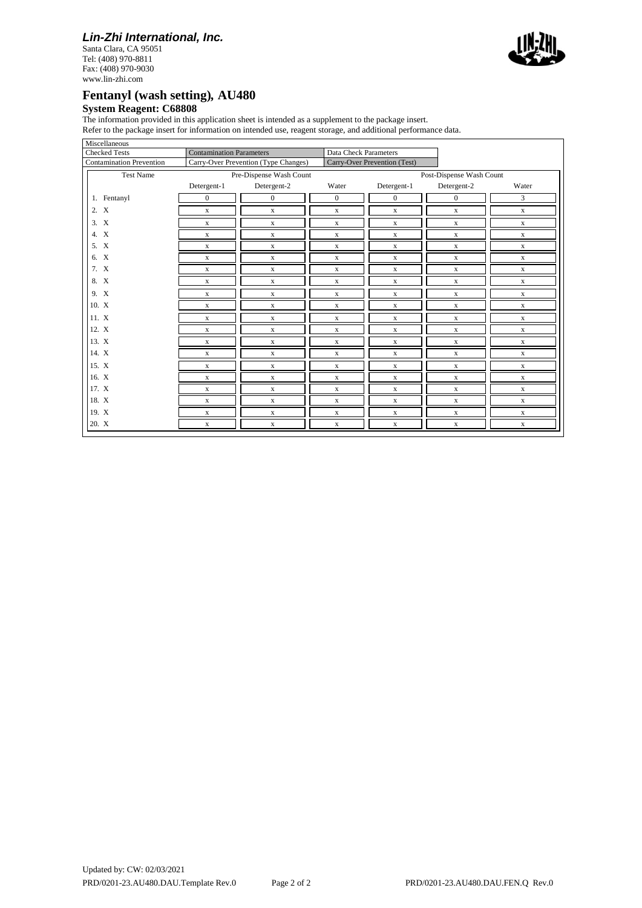*Lin-Zhi International, Inc.*
Santa Clara, CA 95051
Tel: (408) 970-8811
Fax: (408) 970-9030
www.lin-zhi.com

# Fentanyl (wash setting), AU480

**System Reagent: C68808**

The information provided in this application sheet is intended as a supplement to the package insert.
Refer to the package insert for information on intended use, reagent storage, and additional performance data.

Miscellaneous

| | | |
|---|---|---|
| Checked Tests | Contamination Parameters | Data Check Parameters |
| Contamination Prevention | Carry-Over Prevention (Type Changes) | Carry-Over Prevention (Test) |

| Test Name | Pre-Dispense Wash Count | | | Post-Dispense Wash Count | | |
|---|---|---|---|---|---|---|
| | Detergent-1 | Detergent-2 | Water | Detergent-1 | Detergent-2 | Water |
| 1. Fentanyl | 0 | 0 | 0 | 0 | 0 | 3 |
| 2. X | x | x | x | x | x | x |
| 3. X | x | x | x | x | x | x |
| 4. X | x | x | x | x | x | x |
| 5. X | x | x | x | x | x | x |
| 6. X | x | x | x | x | x | x |
| 7. X | x | x | x | x | x | x |
| 8. X | x | x | x | x | x | x |
| 9. X | x | x | x | x | x | x |
| 10. X | x | x | x | x | x | x |
| 11. X | x | x | x | x | x | x |
| 12. X | x | x | x | x | x | x |
| 13. X | x | x | x | x | x | x |
| 14. X | x | x | x | x | x | x |
| 15. X | x | x | x | x | x | x |
| 16. X | x | x | x | x | x | x |
| 17. X | x | x | x | x | x | x |
| 18. X | x | x | x | x | x | x |
| 19. X | x | x | x | x | x | x |
| 20. X | x | x | x | x | x | x |

Updated by: CW: 02/03/2021
PRD/0201-23.AU480.DAU.Template Rev.0
PRD/0201-23.AU480.DAU.FEN.Q Rev.0